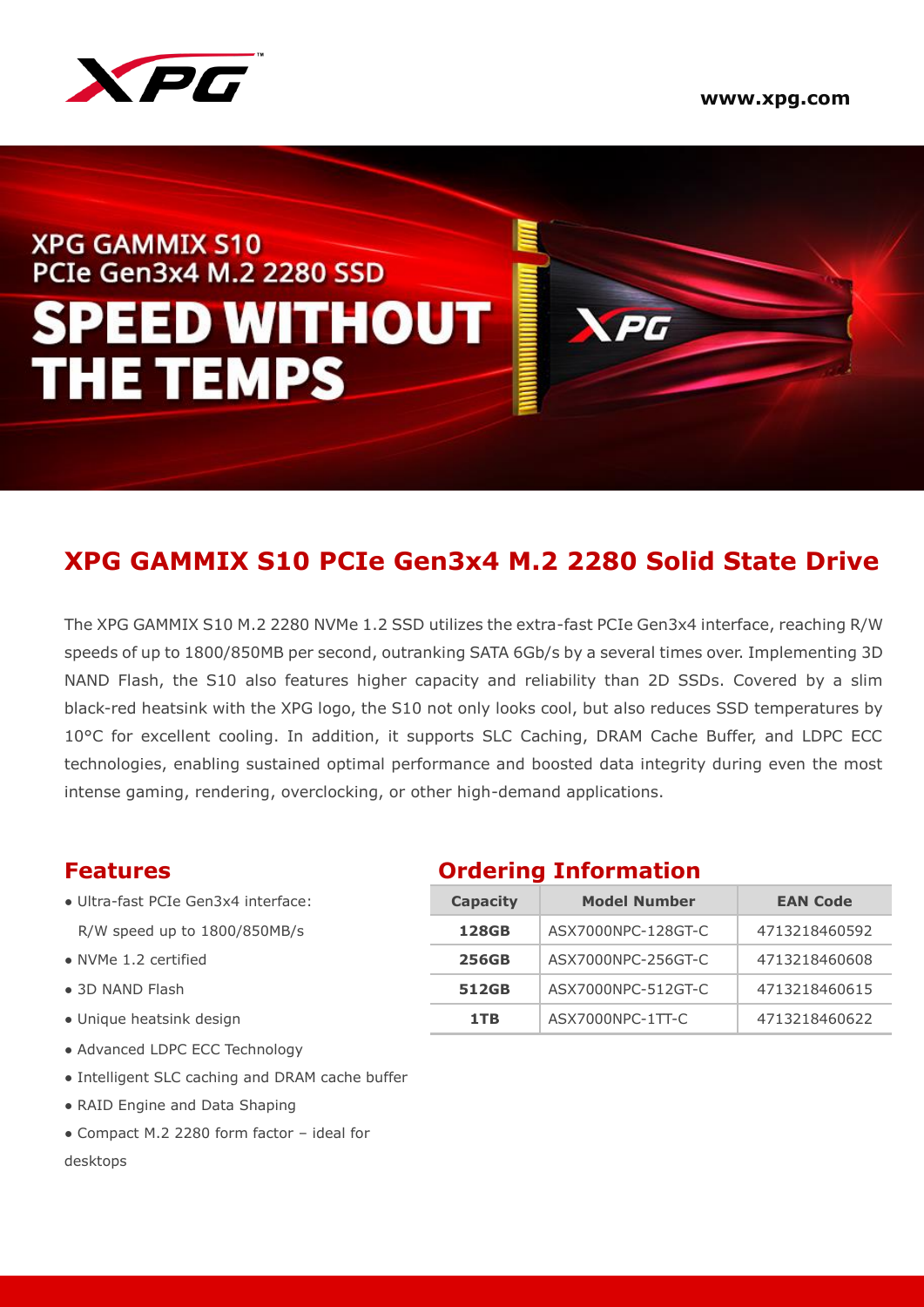www.xpg.com

XPG GAMMIX S10
PCIe Gen3x4 M.2 2280 SSD

SPEED WITHOUT THE TEMPS

# XPG GAMMIX S10 PCIe Gen3x4 M.2 2280 Solid State Drive

The XPG GAMMIX S10 M.2 2280 NVMe 1.2 SSD utilizes the extra-fast PCIe Gen3x4 interface, reaching R/W speeds of up to 1800/850MB per second, outranking SATA 6Gb/s by a several times over. Implementing 3D NAND Flash, the S10 also features higher capacity and reliability than 2D SSDs. Covered by a slim black-red heatsink with the XPG logo, the S10 not only looks cool, but also reduces SSD temperatures by 10°C for excellent cooling. In addition, it supports SLC Caching, DRAM Cache Buffer, and LDPC ECC technologies, enabling sustained optimal performance and boosted data integrity during even the most intense gaming, rendering, overclocking, or other high-demand applications.

## Features

- Ultra-fast PCIe Gen3x4 interface: R/W speed up to 1800/850MB/s
- NVMe 1.2 certified
- 3D NAND Flash
- Unique heatsink design
- Advanced LDPC ECC Technology
- Intelligent SLC caching and DRAM cache buffer
- RAID Engine and Data Shaping
- Compact M.2 2280 form factor – ideal for desktops

## Ordering Information

| Capacity | Model Number | EAN Code |
|---|---|---|
| **128GB** | ASX7000NPC-128GT-C | 4713218460592 |
| **256GB** | ASX7000NPC-256GT-C | 4713218460608 |
| **512GB** | ASX7000NPC-512GT-C | 4713218460615 |
| **1TB** | ASX7000NPC-1TT-C | 4713218460622 |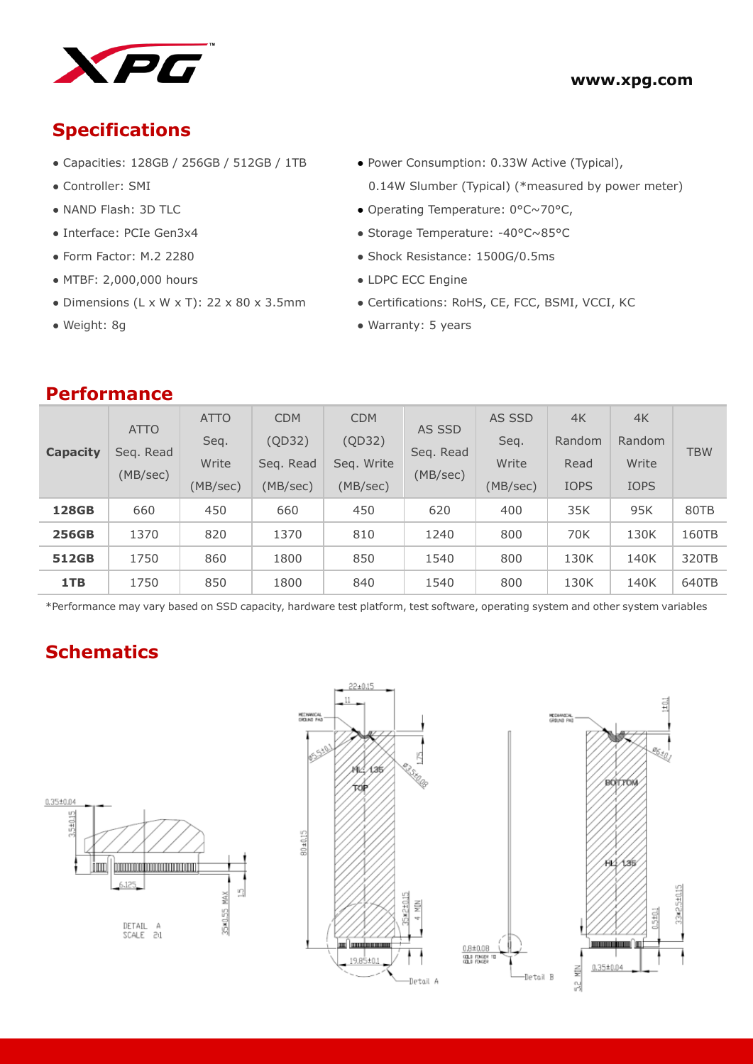## Specifications

- Capacities: 128GB / 256GB / 512GB / 1TB
- Controller: SMI
- NAND Flash: 3D TLC
- Interface: PCIe Gen3x4
- Form Factor: M.2 2280
- MTBF: 2,000,000 hours
- Dimensions (L x W x T): 22 x 80 x 3.5mm
- Weight: 8g
- Power Consumption: 0.33W Active (Typical), 0.14W Slumber (Typical) (*measured by power meter)
- Operating Temperature: 0°C~70°C,
- Storage Temperature: -40°C~85°C
- Shock Resistance: 1500G/0.5ms
- LDPC ECC Engine
- Certifications: RoHS, CE, FCC, BSMI, VCCI, KC
- Warranty: 5 years

## Performance

| Capacity | ATTO Seq. Read (MB/sec) | ATTO Seq. Write (MB/sec) | CDM (QD32) Seq. Read (MB/sec) | CDM (QD32) Seq. Write (MB/sec) | AS SSD Seq. Read (MB/sec) | AS SSD Seq. Write (MB/sec) | 4K Random Read IOPS | 4K Random Write IOPS | TBW |
|---|---|---|---|---|---|---|---|---|---|
| **128GB** | 660 | 450 | 660 | 450 | 620 | 400 | 35K | 95K | 80TB |
| **256GB** | 1370 | 820 | 1370 | 810 | 1240 | 800 | 70K | 130K | 160TB |
| **512GB** | 1750 | 860 | 1800 | 850 | 1540 | 800 | 130K | 140K | 320TB |
| **1TB** | 1750 | 850 | 1800 | 840 | 1540 | 800 | 130K | 140K | 640TB |

*Performance may vary based on SSD capacity, hardware test platform, test software, operating system and other system variables

## Schematics

0.35±0.04
3.5±0.15
6.125
1.5
35±0.55 MAX
DETAIL A
SCALE 2:1

22±0.15
11
MECHANICAL GROUND PAD
Ø5.5±0.1
1.75
Ø3.5±0.08
HL 135
TOP
80±0.15
35±2±0.15
4 MIN
19.85±0.1
Detail A

0.8±0.08
GOLD FINGER TO GOLD FINGER
Detail B

MECHANICAL GROUND PAD
1±0.1
Ø6±0.1
BOTTOM
HL 135
0.5±0.1
33±2.5±0.15
0.35±0.04
5.2 MIN